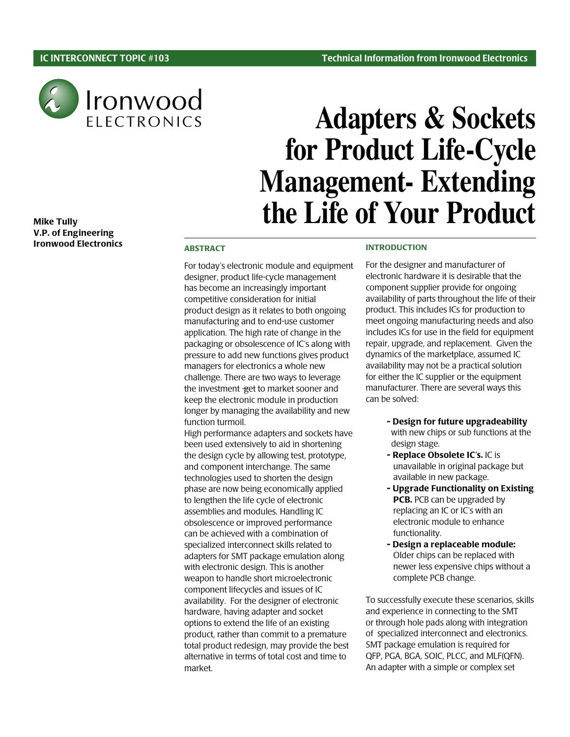IC INTERCONNECT TOPIC #103 — Technical Information from Ironwood Electronics

Ironwood ELECTRONICS

# Adapters & Sockets for Product Life-Cycle Management- Extending the Life of Your Product

**Mike Tully**
**V.P. of Engineering**
**Ironwood Electronics**

## ABSTRACT

For today's electronic module and equipment designer, product life-cycle management has become an increasingly important competitive consideration for initial product design as it relates to both ongoing manufacturing and to end-use customer application. The high rate of change in the packaging or obsolescence of IC's along with pressure to add new functions gives product managers for electronics a whole new challenge. There are two ways to leverage the investment ~~get~~ to market sooner and keep the electronic module in production longer by managing the availability and new function turmoil.

High performance adapters and sockets have been used extensively to aid in shortening the design cycle by allowing test, prototype, and component interchange. The same technologies used to shorten the design phase are now being economically applied to lengthen the life cycle of electronic assemblies and modules. Handling IC obsolescence or improved performance can be achieved with a combination of specialized interconnect skills related to adapters for SMT package emulation along with electronic design. This is another weapon to handle short microelectronic component lifecycles and issues of IC availability. For the designer of electronic hardware, having adapter and socket options to extend the life of an existing product, rather than commit to a premature total product redesign, may provide the best alternative in terms of total cost and time to market.

## INTRODUCTION

For the designer and manufacturer of electronic hardware it is desirable that the component supplier provide for ongoing availability of parts throughout the life of their product. This includes ICs for production to meet ongoing manufacturing needs and also includes ICs for use in the field for equipment repair, upgrade, and replacement. Given the dynamics of the marketplace, assumed IC availability may not be a practical solution for either the IC supplier or the equipment manufacturer. There are several ways this can be solved:

- **Design for future upgradeability** with new chips or sub functions at the design stage.
- **Replace Obsolete IC's.** IC is unavailable in original package but available in new package.
- **Upgrade Functionality on Existing PCB.** PCB can be upgraded by replacing an IC or IC's with an electronic module to enhance functionality.
- **Design a replaceable module:** Older chips can be replaced with newer less expensive chips without a complete PCB change.

To successfully execute these scenarios, skills and experience in connecting to the SMT or through hole pads along with integration of specialized interconnect and electronics. SMT package emulation is required for QFP, PGA, BGA, SOIC, PLCC, and MLF(QFN). An adapter with a simple or complex set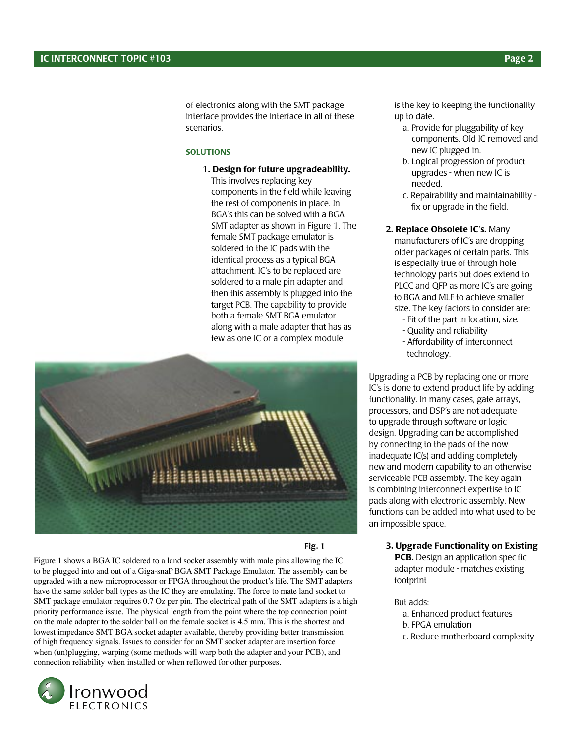of electronics along with the SMT package interface provides the interface in all of these scenarios.

### SOLUTIONS

**1. Design for future upgradeability.** This involves replacing key components in the field while leaving the rest of components in place. In BGA's this can be solved with a BGA SMT adapter as shown in Figure 1. The female SMT package emulator is soldered to the IC pads with the identical process as a typical BGA attachment. IC's to be replaced are soldered to a male pin adapter and then this assembly is plugged into the target PCB. The capability to provide both a female SMT BGA emulator along with a male adapter that has as few as one IC or a complex module is the key to keeping the functionality up to date.

a. Provide for pluggability of key components. Old IC removed and new IC plugged in.

b. Logical progression of product upgrades - when new IC is needed.

c. Repairability and maintainability - fix or upgrade in the field.

**2. Replace Obsolete IC's.** Many manufacturers of IC's are dropping older packages of certain parts. This is especially true of through hole technology parts but does extend to PLCC and QFP as more IC's are going to BGA and MLF to achieve smaller size. The key factors to consider are:

- Fit of the part in location, size.
- Quality and reliability
- Affordability of interconnect technology.

Upgrading a PCB by replacing one or more IC's is done to extend product life by adding functionality. In many cases, gate arrays, processors, and DSP's are not adequate to upgrade through software or logic design. Upgrading can be accomplished by connecting to the pads of the now inadequate IC(s) and adding completely new and modern capability to an otherwise serviceable PCB assembly. The key again is combining interconnect expertise to IC pads along with electronic assembly. New functions can be added into what used to be an impossible space.

**3. Upgrade Functionality on Existing PCB.** Design an application specific adapter module - matches existing footprint

But adds:

a. Enhanced product features

b. FPGA emulation

c. Reduce motherboard complexity

**Fig. 1**

Figure 1 shows a BGA IC soldered to a land socket assembly with male pins allowing the IC to be plugged into and out of a Giga-snaP BGA SMT Package Emulator. The assembly can be upgraded with a new microprocessor or FPGA throughout the product's life. The SMT adapters have the same solder ball types as the IC they are emulating. The force to mate land socket to SMT package emulator requires 0.7 Oz per pin. The electrical path of the SMT adapters is a high priority performance issue. The physical length from the point where the top connection point on the male adapter to the solder ball on the female socket is 4.5 mm. This is the shortest and lowest impedance SMT BGA socket adapter available, thereby providing better transmission of high frequency signals. Issues to consider for an SMT socket adapter are insertion force when (un)plugging, warping (some methods will warp both the adapter and your PCB), and connection reliability when installed or when reflowed for other purposes.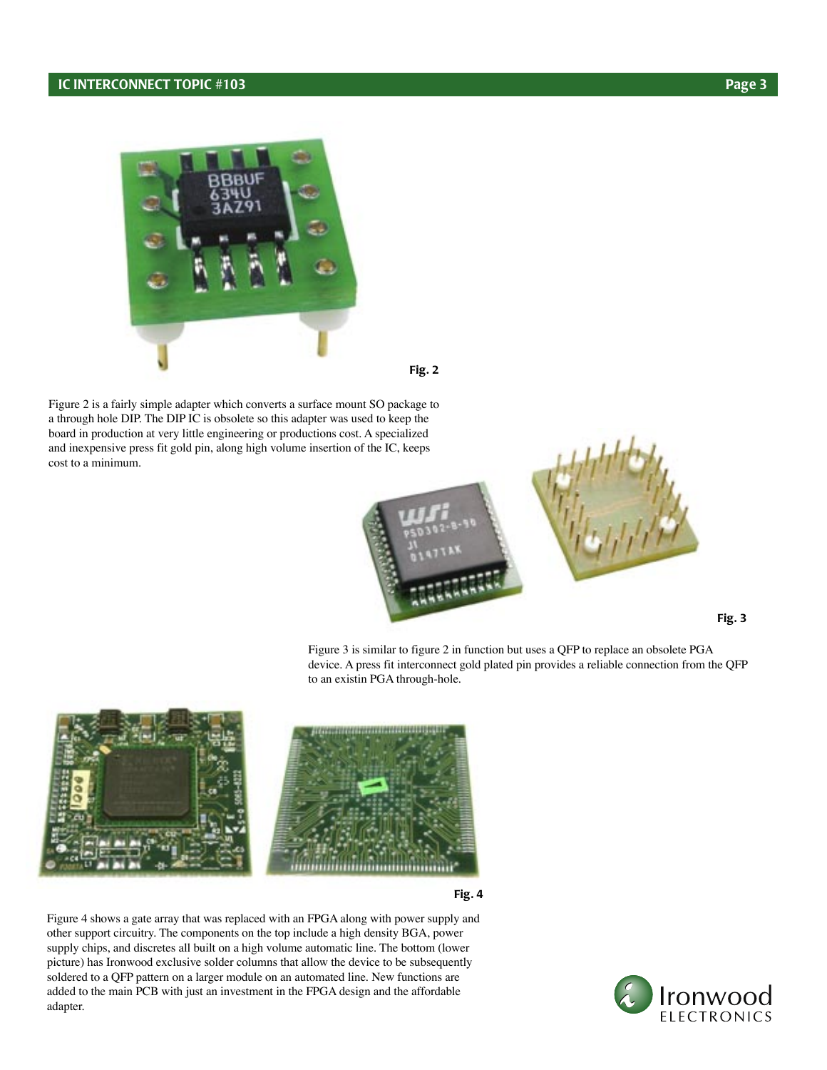Fig. 2

Figure 2 is a fairly simple adapter which converts a surface mount SO package to a through hole DIP. The DIP IC is obsolete so this adapter was used to keep the board in production at very little engineering or productions cost. A specialized and inexpensive press fit gold pin, along high volume insertion of the IC, keeps cost to a minimum.

Fig. 3

Figure 3 is similar to figure 2 in function but uses a QFP to replace an obsolete PGA device. A press fit interconnect gold plated pin provides a reliable connection from the QFP to an existin PGA through-hole.

Fig. 4

Figure 4 shows a gate array that was replaced with an FPGA along with power supply and other support circuitry. The components on the top include a high density BGA, power supply chips, and discretes all built on a high volume automatic line. The bottom (lower picture) has Ironwood exclusive solder columns that allow the device to be subsequently soldered to a QFP pattern on a larger module on an automated line. New functions are added to the main PCB with just an investment in the FPGA design and the affordable adapter.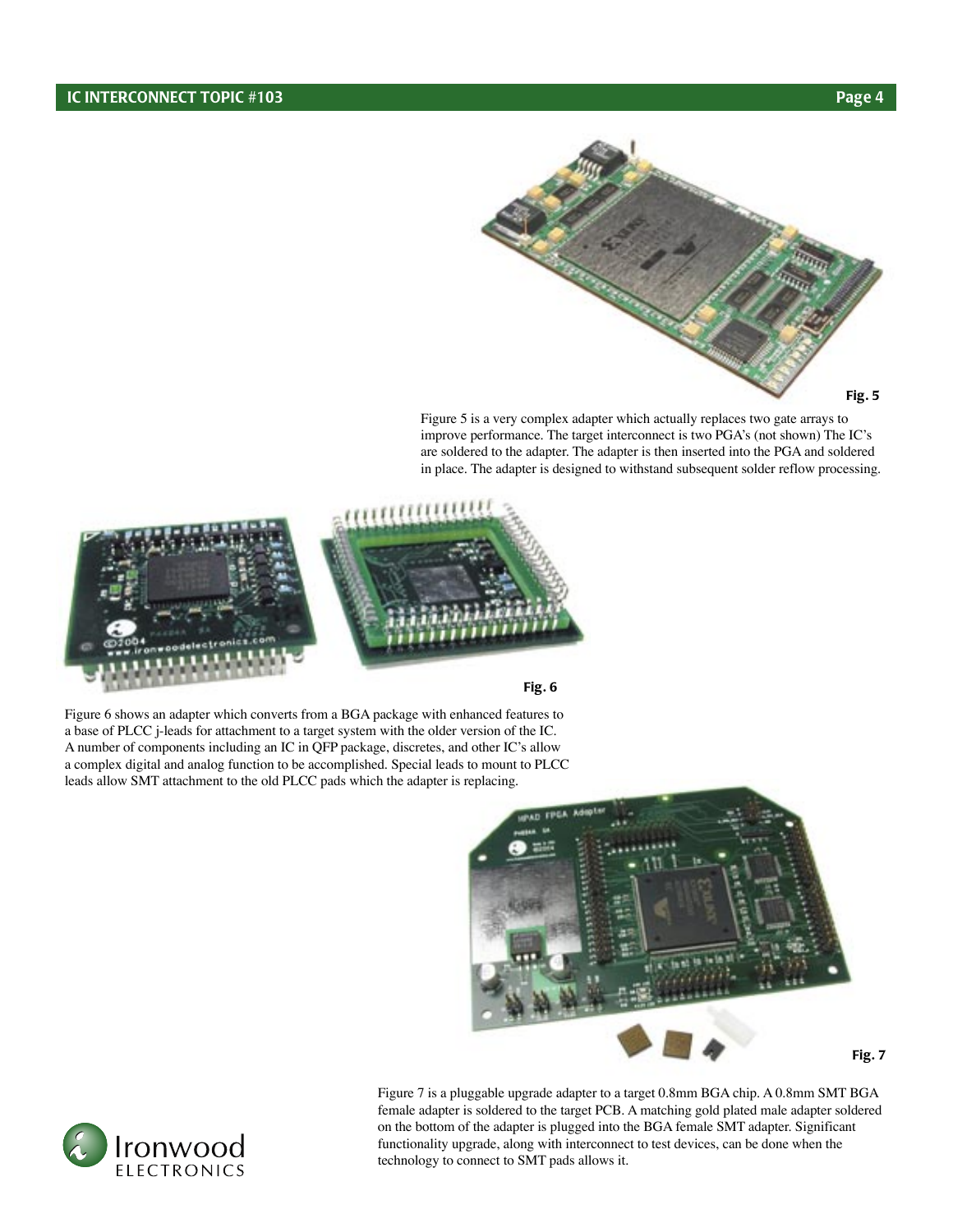Fig. 5

Figure 5 is a very complex adapter which actually replaces two gate arrays to improve performance. The target interconnect is two PGA's (not shown) The IC's are soldered to the adapter. The adapter is then inserted into the PGA and soldered in place. The adapter is designed to withstand subsequent solder reflow processing.

Fig. 6

Figure 6 shows an adapter which converts from a BGA package with enhanced features to a base of PLCC j-leads for attachment to a target system with the older version of the IC. A number of components including an IC in QFP package, discretes, and other IC's allow a complex digital and analog function to be accomplished. Special leads to mount to PLCC leads allow SMT attachment to the old PLCC pads which the adapter is replacing.

Fig. 7

Figure 7 is a pluggable upgrade adapter to a target 0.8mm BGA chip. A 0.8mm SMT BGA female adapter is soldered to the target PCB. A matching gold plated male adapter soldered on the bottom of the adapter is plugged into the BGA female SMT adapter. Significant functionality upgrade, along with interconnect to test devices, can be done when the technology to connect to SMT pads allows it.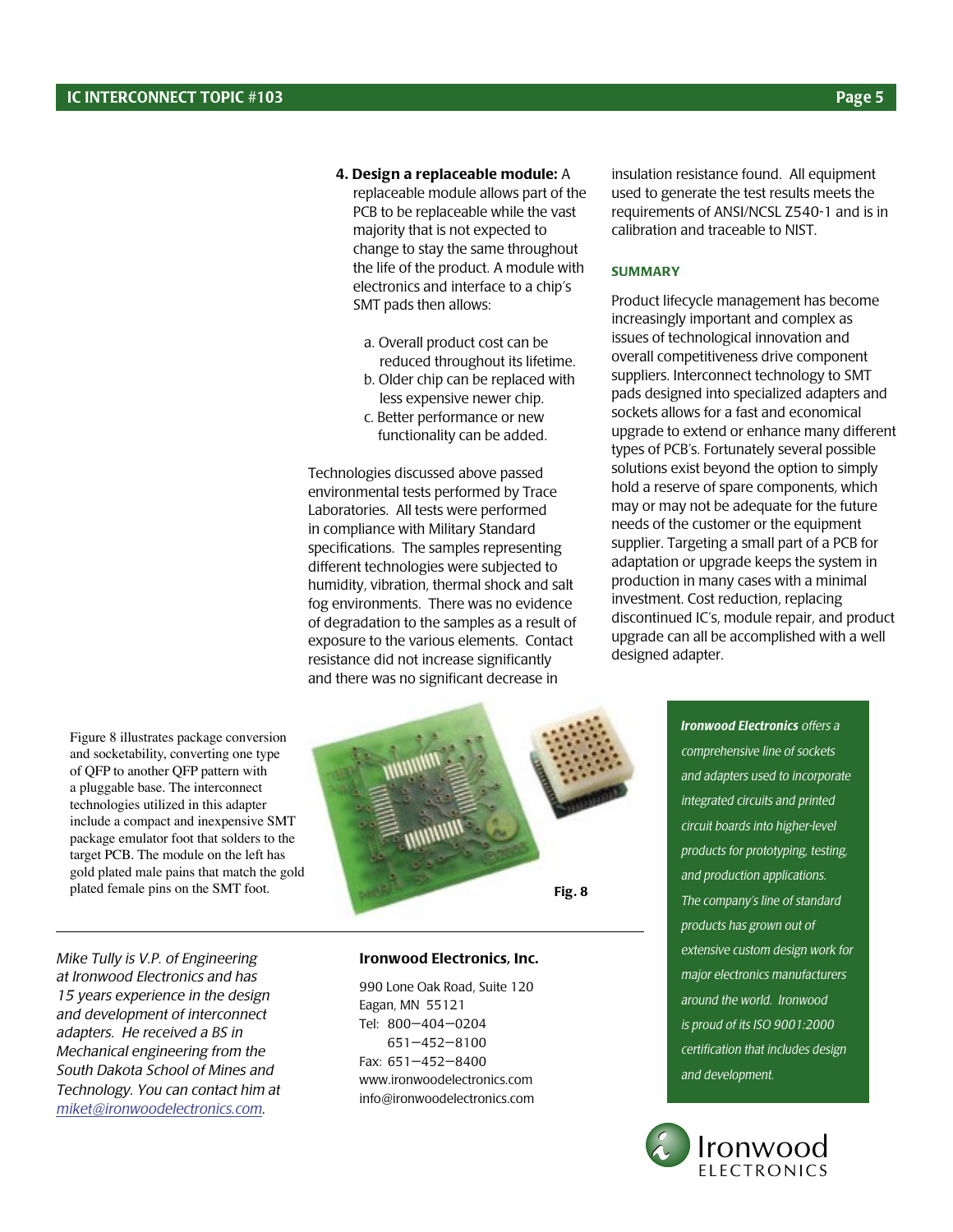4. **Design a replaceable module:** A replaceable module allows part of the PCB to be replaceable while the vast majority that is not expected to change to stay the same throughout the life of the product. A module with electronics and interface to a chip's SMT pads then allows:

   a. Overall product cost can be reduced throughout its lifetime.
   b. Older chip can be replaced with less expensive newer chip.
   c. Better performance or new functionality can be added.

Technologies discussed above passed environmental tests performed by Trace Laboratories. All tests were performed in compliance with Military Standard specifications. The samples representing different technologies were subjected to humidity, vibration, thermal shock and salt fog environments. There was no evidence of degradation to the samples as a result of exposure to the various elements. Contact resistance did not increase significantly and there was no significant decrease in insulation resistance found. All equipment used to generate the test results meets the requirements of ANSI/NCSL Z540-1 and is in calibration and traceable to NIST.

## SUMMARY

Product lifecycle management has become increasingly important and complex as issues of technological innovation and overall competitiveness drive component suppliers. Interconnect technology to SMT pads designed into specialized adapters and sockets allows for a fast and economical upgrade to extend or enhance many different types of PCB's. Fortunately several possible solutions exist beyond the option to simply hold a reserve of spare components, which may or may not be adequate for the future needs of the customer or the equipment supplier. Targeting a small part of a PCB for adaptation or upgrade keeps the system in production in many cases with a minimal investment. Cost reduction, replacing discontinued IC's, module repair, and product upgrade can all be accomplished with a well designed adapter.

Figure 8 illustrates package conversion and socketability, converting one type of QFP to another QFP pattern with a pluggable base. The interconnect technologies utilized in this adapter include a compact and inexpensive SMT package emulator foot that solders to the target PCB. The module on the left has gold plated male pains that match the gold plated female pins on the SMT foot.

**Fig. 8**

*Mike Tully is V.P. of Engineering at Ironwood Electronics and has 15 years experience in the design and development of interconnect adapters. He received a BS in Mechanical engineering from the South Dakota School of Mines and Technology. You can contact him at miket@ironwoodelectronics.com.*

**Ironwood Electronics, Inc.**

990 Lone Oak Road, Suite 120
Eagan, MN 55121
Tel: 800–404–0204
651–452–8100
Fax: 651–452–8400
www.ironwoodelectronics.com
info@ironwoodelectronics.com

***Ironwood Electronics** offers a comprehensive line of sockets and adapters used to incorporate integrated circuits and printed circuit boards into higher-level products for prototyping, testing, and production applications. The company's line of standard products has grown out of extensive custom design work for major electronics manufacturers around the world. Ironwood is proud of its ISO 9001:2000 certification that includes design and development.*

Ironwood ELECTRONICS